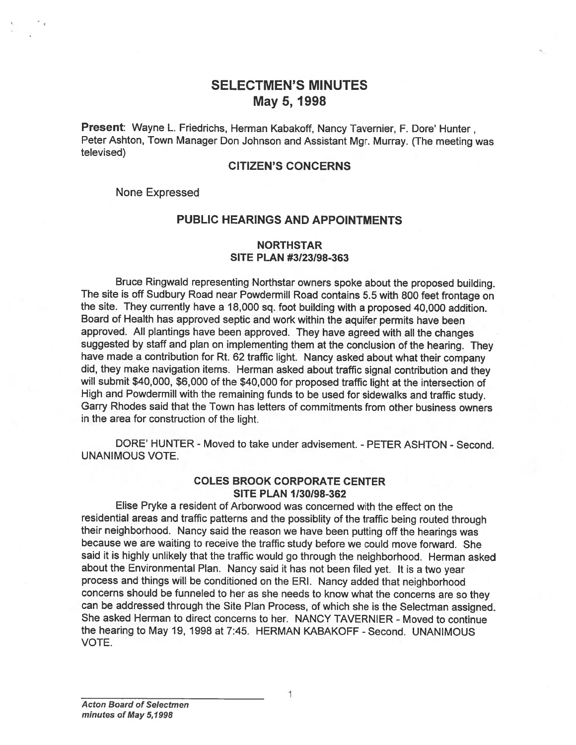# SELECTMEN'S MINUTES
# May 5, 1998

**Present**: Wayne L. Friedrichs, Herman Kabakoff, Nancy Tavernier, F. Dore' Hunter , Peter Ashton, Town Manager Don Johnson and Assistant Mgr. Murray. (The meeting was televised)

## CITIZEN'S CONCERNS

None Expressed

## PUBLIC HEARINGS AND APPOINTMENTS

### NORTHSTAR
### SITE PLAN #3/23/98-363

Bruce Ringwald representing Northstar owners spoke about the proposed building. The site is off Sudbury Road near Powdermill Road contains 5.5 with 800 feet frontage on the site. They currently have a 18,000 sq. foot building with a proposed 40,000 addition. Board of Health has approved septic and work within the aquifer permits have been approved. All plantings have been approved. They have agreed with all the changes suggested by staff and plan on implementing them at the conclusion of the hearing. They have made a contribution for Rt. 62 traffic light. Nancy asked about what their company did, they make navigation items. Herman asked about traffic signal contribution and they will submit $40,000, $6,000 of the $40,000 for proposed traffic light at the intersection of High and Powdermill with the remaining funds to be used for sidewalks and traffic study. Garry Rhodes said that the Town has letters of commitments from other business owners in the area for construction of the light.

DORE' HUNTER - Moved to take under advisement. - PETER ASHTON - Second. UNANIMOUS VOTE.

### COLES BROOK CORPORATE CENTER
### SITE PLAN 1/30/98-362

Elise Pryke a resident of Arborwood was concerned with the effect on the residential areas and traffic patterns and the possiblity of the traffic being routed through their neighborhood. Nancy said the reason we have been putting off the hearings was because we are waiting to receive the traffic study before we could move forward. She said it is highly unlikely that the traffic would go through the neighborhood. Herman asked about the Environmental Plan. Nancy said it has not been filed yet. It is a two year process and things will be conditioned on the ERI. Nancy added that neighborhood concerns should be funneled to her as she needs to know what the concerns are so they can be addressed through the Site Plan Process, of which she is the Selectman assigned. She asked Herman to direct concerns to her. NANCY TAVERNIER - Moved to continue the hearing to May 19, 1998 at 7:45. HERMAN KABAKOFF - Second. UNANIMOUS VOTE.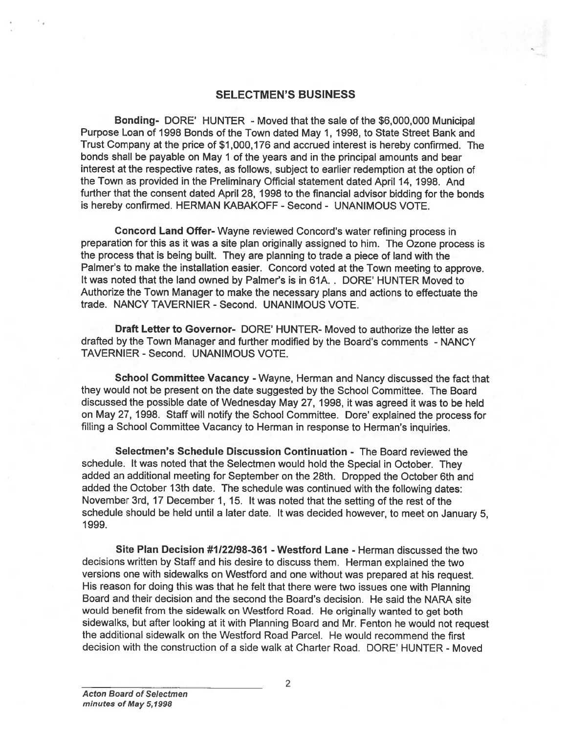## SELECTMEN'S BUSINESS

**Bonding-** DORE' HUNTER - Moved that the sale of the $6,000,000 Municipal Purpose Loan of 1998 Bonds of the Town dated May 1, 1998, to State Street Bank and Trust Company at the price of $1,000,176 and accrued interest is hereby confirmed. The bonds shall be payable on May 1 of the years and in the principal amounts and bear interest at the respective rates, as follows, subject to earlier redemption at the option of the Town as provided in the Preliminary Official statement dated April 14, 1998. And further that the consent dated April 28, 1998 to the financial advisor bidding for the bonds is hereby confirmed. HERMAN KABAKOFF - Second - UNANIMOUS VOTE.

**Concord Land Offer-** Wayne reviewed Concord's water refining process in preparation for this as it was a site plan originally assigned to him. The Ozone process is the process that is being built. They are planning to trade a piece of land with the Palmer's to make the installation easier. Concord voted at the Town meeting to approve. It was noted that the land owned by Palmer's is in 61A. . DORE' HUNTER Moved to Authorize the Town Manager to make the necessary plans and actions to effectuate the trade. NANCY TAVERNIER - Second. UNANIMOUS VOTE.

**Draft Letter to Governor-** DORE' HUNTER- Moved to authorize the letter as drafted by the Town Manager and further modified by the Board's comments - NANCY TAVERNIER - Second. UNANIMOUS VOTE.

**School Committee Vacancy -** Wayne, Herman and Nancy discussed the fact that they would not be present on the date suggested by the School Committee. The Board discussed the possible date of Wednesday May 27, 1998, it was agreed it was to be held on May 27, 1998. Staff will notify the School Committee. Dore' explained the process for filling a School Committee Vacancy to Herman in response to Herman's inquiries.

**Selectmen's Schedule Discussion Continuation -** The Board reviewed the schedule. It was noted that the Selectmen would hold the Special in October. They added an additional meeting for September on the 28th. Dropped the October 6th and added the October 13th date. The schedule was continued with the following dates: November 3rd, 17 December 1, 15. It was noted that the setting of the rest of the schedule should be held until a later date. It was decided however, to meet on January 5, 1999.

**Site Plan Decision #1/22/98-361 - Westford Lane -** Herman discussed the two decisions written by Staff and his desire to discuss them. Herman explained the two versions one with sidewalks on Westford and one without was prepared at his request. His reason for doing this was that he felt that there were two issues one with Planning Board and their decision and the second the Board's decision. He said the NARA site would benefit from the sidewalk on Westford Road. He originally wanted to get both sidewalks, but after looking at it with Planning Board and Mr. Fenton he would not request the additional sidewalk on the Westford Road Parcel. He would recommend the first decision with the construction of a side walk at Charter Road. DORE' HUNTER - Moved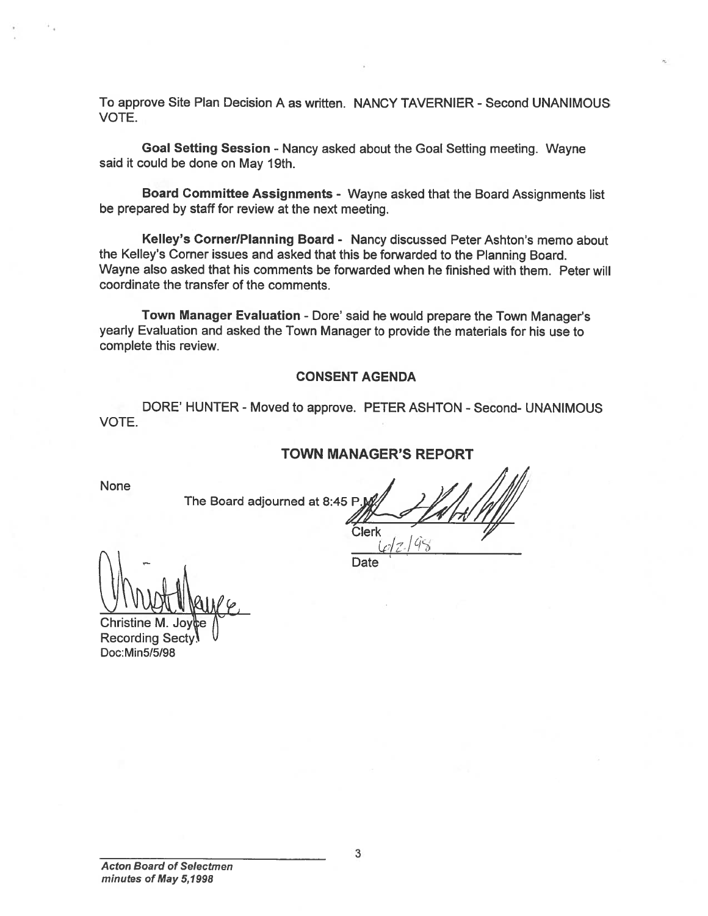To approve Site Plan Decision A as written. NANCY TAVERNIER - Second UNANIMOUS VOTE.

**Goal Setting Session** - Nancy asked about the Goal Setting meeting. Wayne said it could be done on May 19th.

**Board Committee Assignments** - Wayne asked that the Board Assignments list be prepared by staff for review at the next meeting.

**Kelley's Corner/Planning Board** - Nancy discussed Peter Ashton's memo about the Kelley's Corner issues and asked that this be forwarded to the Planning Board. Wayne also asked that his comments be forwarded when he finished with them. Peter will coordinate the transfer of the comments.

**Town Manager Evaluation** - Dore' said he would prepare the Town Manager's yearly Evaluation and asked the Town Manager to provide the materials for his use to complete this review.

## CONSENT AGENDA

DORE' HUNTER - Moved to approve. PETER ASHTON - Second- UNANIMOUS VOTE.

## TOWN MANAGER'S REPORT

None

The Board adjourned at 8:45 P.M.

Clerk

6/2/98

Date

Christine M. Joyce
Recording Secty.
Doc:Min5/5/98

*Acton Board of Selectmen*
*minutes of May 5,1998*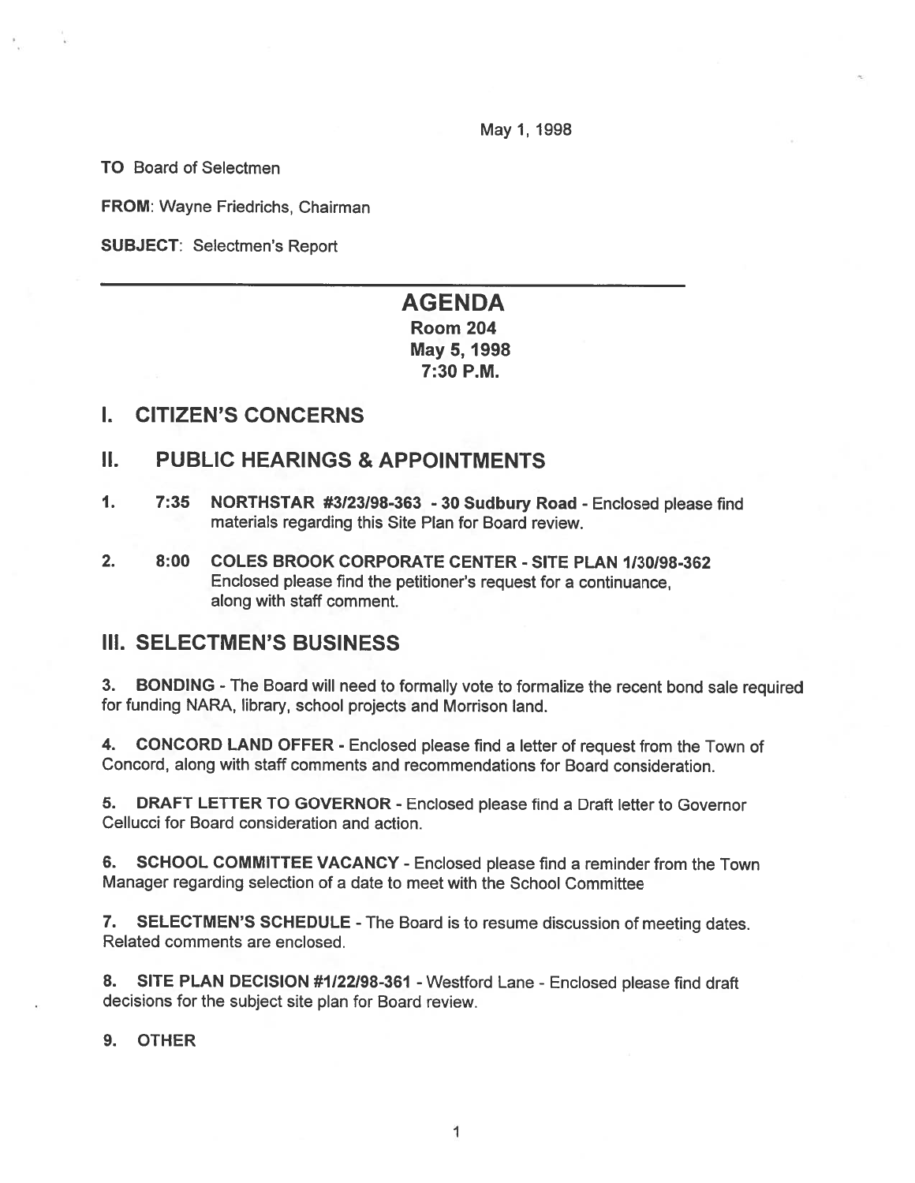May 1, 1998

**TO** Board of Selectmen

**FROM**: Wayne Friedrichs, Chairman

**SUBJECT**: Selectmen's Report

---

# AGENDA

**Room 204**
**May 5, 1998**
**7:30 P.M.**

## I. CITIZEN'S CONCERNS

## II. PUBLIC HEARINGS & APPOINTMENTS

1. **7:35 NORTHSTAR #3/23/98-363 - 30 Sudbury Road** - Enclosed please find materials regarding this Site Plan for Board review.

2. **8:00 COLES BROOK CORPORATE CENTER - SITE PLAN 1/30/98-362** Enclosed please find the petitioner's request for a continuance, along with staff comment.

## III. SELECTMEN'S BUSINESS

3. **BONDING** - The Board will need to formally vote to formalize the recent bond sale required for funding NARA, library, school projects and Morrison land.

4. **CONCORD LAND OFFER** - Enclosed please find a letter of request from the Town of Concord, along with staff comments and recommendations for Board consideration.

5. **DRAFT LETTER TO GOVERNOR** - Enclosed please find a Draft letter to Governor Cellucci for Board consideration and action.

6. **SCHOOL COMMITTEE VACANCY** - Enclosed please find a reminder from the Town Manager regarding selection of a date to meet with the School Committee

7. **SELECTMEN'S SCHEDULE** - The Board is to resume discussion of meeting dates. Related comments are enclosed.

8. **SITE PLAN DECISION #1/22/98-361** - Westford Lane - Enclosed please find draft decisions for the subject site plan for Board review.

9. **OTHER**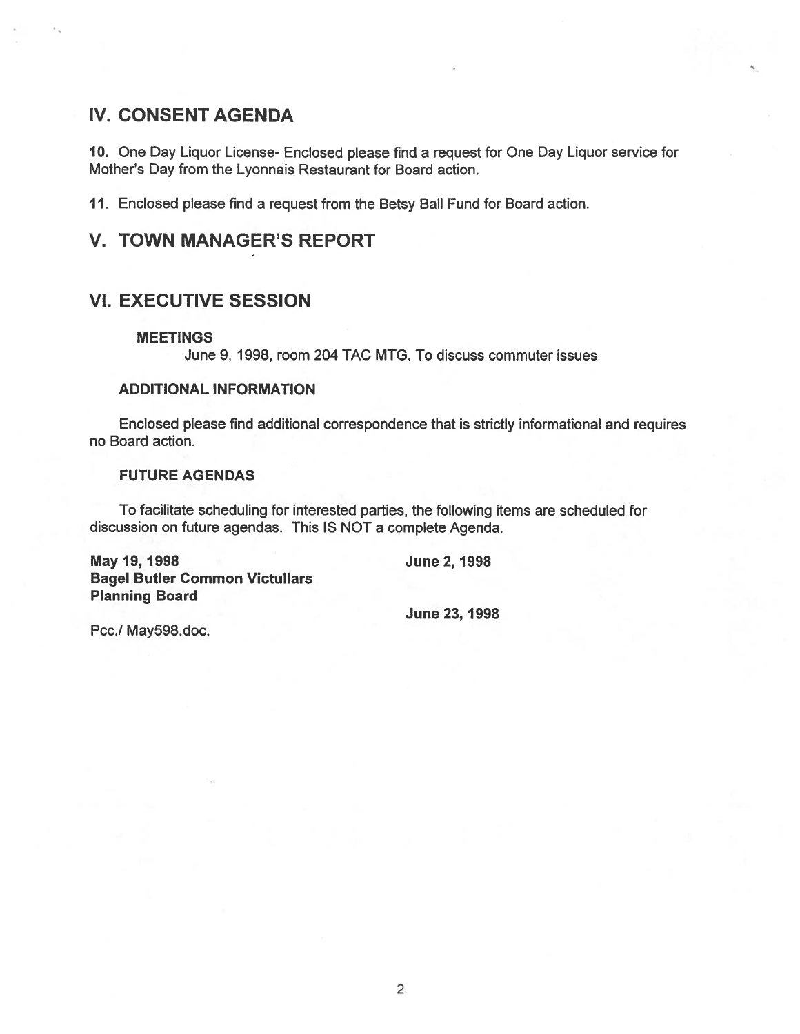## IV. CONSENT AGENDA

**10.** One Day Liquor License- Enclosed please find a request for One Day Liquor service for Mother's Day from the Lyonnais Restaurant for Board action.

**11.** Enclosed please find a request from the Betsy Ball Fund for Board action.

## V. TOWN MANAGER'S REPORT

## VI. EXECUTIVE SESSION

**MEETINGS**

June 9, 1998, room 204 TAC MTG. To discuss commuter issues

**ADDITIONAL INFORMATION**

Enclosed please find additional correspondence that is strictly informational and requires no Board action.

**FUTURE AGENDAS**

To facilitate scheduling for interested parties, the following items are scheduled for discussion on future agendas. This IS NOT a complete Agenda.

**May 19, 1998**
**Bagel Butler Common Victullars**
**Planning Board**

**June 2, 1998**

**June 23, 1998**

Pcc./ May598.doc.